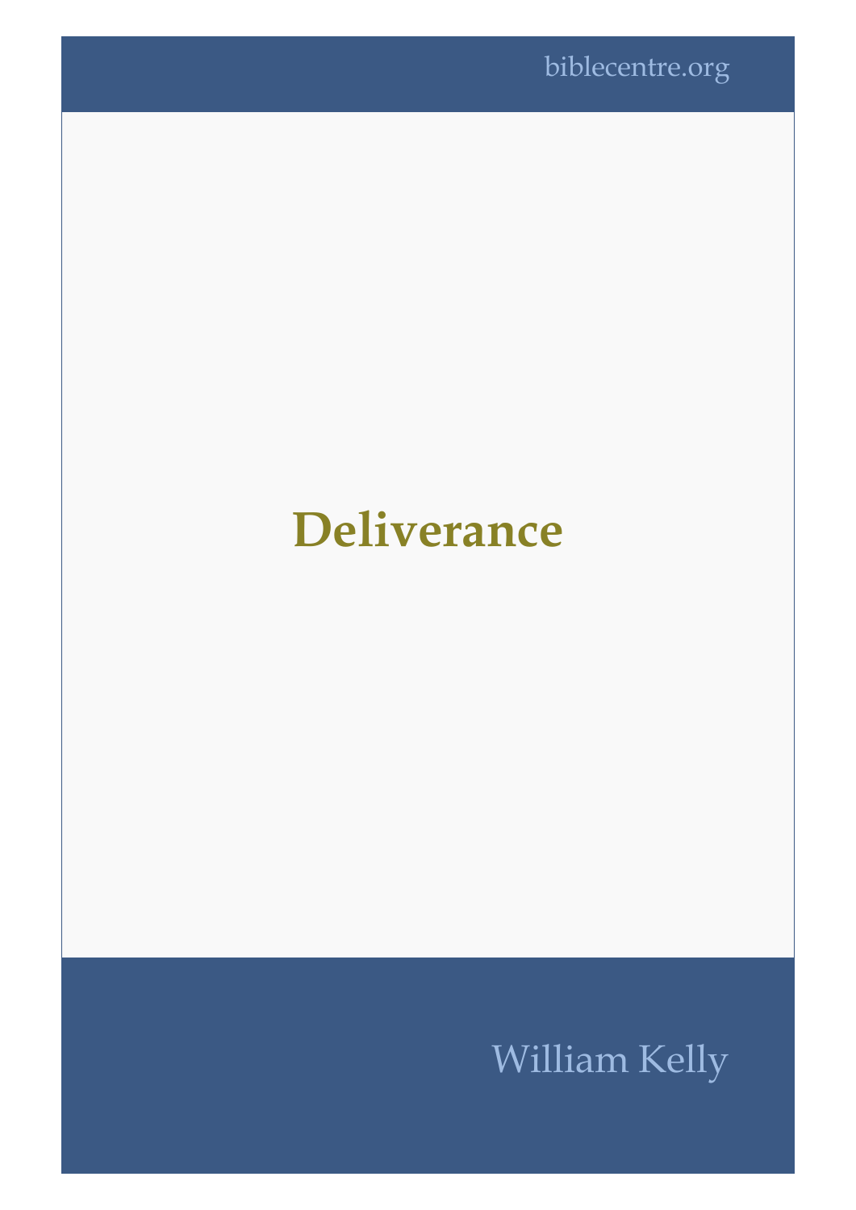biblecentre.org

# Deliverance

William Kelly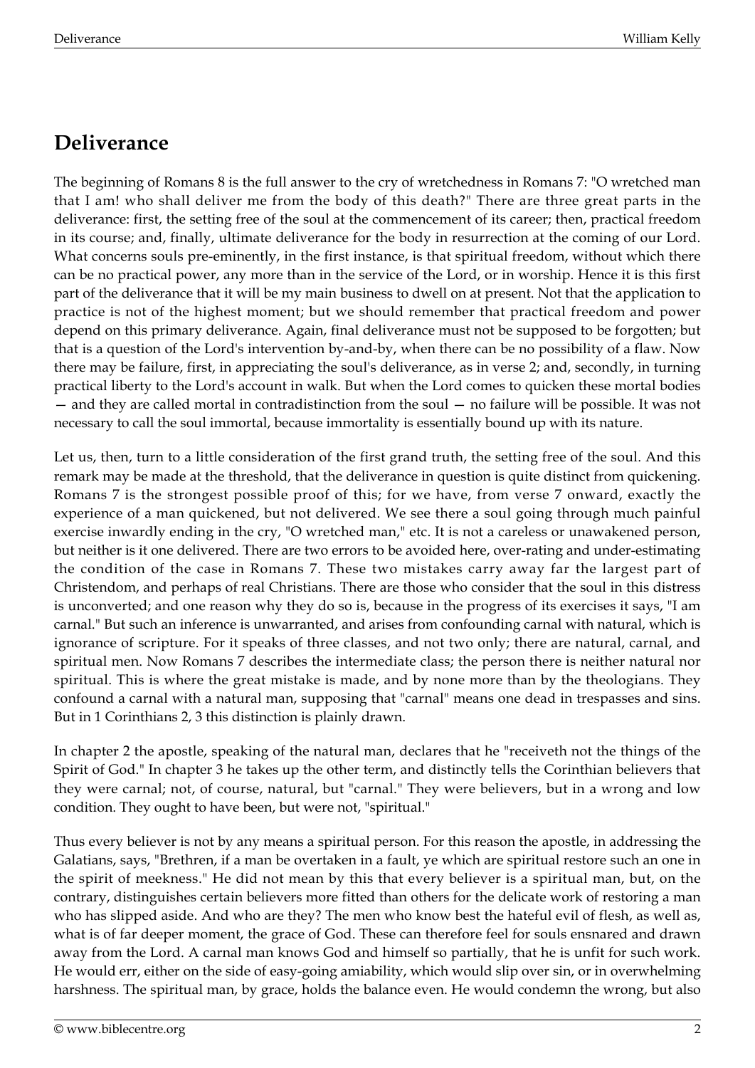## Deliverance

The beginning of Romans 8 is the full answer to the cry of wretchedness in Romans 7: "O wretched man that I am! who shall deliver me from the body of this death?" There are three great parts in the deliverance: first, the setting free of the soul at the commencement of its career; then, practical freedom in its course; and, finally, ultimate deliverance for the body in resurrection at the coming of our Lord. What concerns souls pre-eminently, in the first instance, is that spiritual freedom, without which there can be no practical power, any more than in the service of the Lord, or in worship. Hence it is this first part of the deliverance that it will be my main business to dwell on at present. Not that the application to practice is not of the highest moment; but we should remember that practical freedom and power depend on this primary deliverance. Again, final deliverance must not be supposed to be forgotten; but that is a question of the Lord's intervention by-and-by, when there can be no possibility of a flaw. Now there may be failure, first, in appreciating the soul's deliverance, as in verse 2; and, secondly, in turning practical liberty to the Lord's account in walk. But when the Lord comes to quicken these mortal bodies — and they are called mortal in contradistinction from the soul — no failure will be possible. It was not necessary to call the soul immortal, because immortality is essentially bound up with its nature.

Let us, then, turn to a little consideration of the first grand truth, the setting free of the soul. And this remark may be made at the threshold, that the deliverance in question is quite distinct from quickening. Romans 7 is the strongest possible proof of this; for we have, from verse 7 onward, exactly the experience of a man quickened, but not delivered. We see there a soul going through much painful exercise inwardly ending in the cry, "O wretched man," etc. It is not a careless or unawakened person, but neither is it one delivered. There are two errors to be avoided here, over-rating and under-estimating the condition of the case in Romans 7. These two mistakes carry away far the largest part of Christendom, and perhaps of real Christians. There are those who consider that the soul in this distress is unconverted; and one reason why they do so is, because in the progress of its exercises it says, "I am carnal." But such an inference is unwarranted, and arises from confounding carnal with natural, which is ignorance of scripture. For it speaks of three classes, and not two only; there are natural, carnal, and spiritual men. Now Romans 7 describes the intermediate class; the person there is neither natural nor spiritual. This is where the great mistake is made, and by none more than by the theologians. They confound a carnal with a natural man, supposing that "carnal" means one dead in trespasses and sins. But in 1 Corinthians 2, 3 this distinction is plainly drawn.

In chapter 2 the apostle, speaking of the natural man, declares that he "receiveth not the things of the Spirit of God." In chapter 3 he takes up the other term, and distinctly tells the Corinthian believers that they were carnal; not, of course, natural, but "carnal." They were believers, but in a wrong and low condition. They ought to have been, but were not, "spiritual."

Thus every believer is not by any means a spiritual person. For this reason the apostle, in addressing the Galatians, says, "Brethren, if a man be overtaken in a fault, ye which are spiritual restore such an one in the spirit of meekness." He did not mean by this that every believer is a spiritual man, but, on the contrary, distinguishes certain believers more fitted than others for the delicate work of restoring a man who has slipped aside. And who are they? The men who know best the hateful evil of flesh, as well as, what is of far deeper moment, the grace of God. These can therefore feel for souls ensnared and drawn away from the Lord. A carnal man knows God and himself so partially, that he is unfit for such work. He would err, either on the side of easy-going amiability, which would slip over sin, or in overwhelming harshness. The spiritual man, by grace, holds the balance even. He would condemn the wrong, but also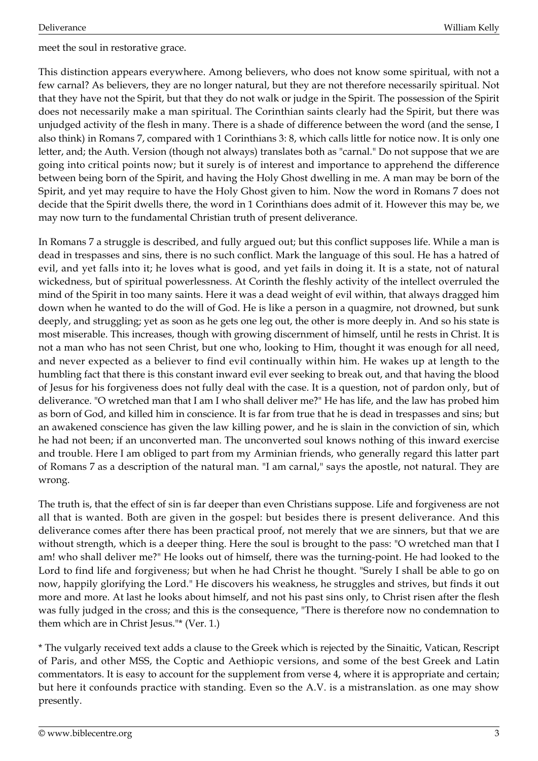meet the soul in restorative grace.

This distinction appears everywhere. Among believers, who does not know some spiritual, with not a few carnal? As believers, they are no longer natural, but they are not therefore necessarily spiritual. Not that they have not the Spirit, but that they do not walk or judge in the Spirit. The possession of the Spirit does not necessarily make a man spiritual. The Corinthian saints clearly had the Spirit, but there was unjudged activity of the flesh in many. There is a shade of difference between the word (and the sense, I also think) in Romans 7, compared with 1 Corinthians 3: 8, which calls little for notice now. It is only one letter, and; the Auth. Version (though not always) translates both as "carnal." Do not suppose that we are going into critical points now; but it surely is of interest and importance to apprehend the difference between being born of the Spirit, and having the Holy Ghost dwelling in me. A man may be born of the Spirit, and yet may require to have the Holy Ghost given to him. Now the word in Romans 7 does not decide that the Spirit dwells there, the word in 1 Corinthians does admit of it. However this may be, we may now turn to the fundamental Christian truth of present deliverance.

In Romans 7 a struggle is described, and fully argued out; but this conflict supposes life. While a man is dead in trespasses and sins, there is no such conflict. Mark the language of this soul. He has a hatred of evil, and yet falls into it; he loves what is good, and yet fails in doing it. It is a state, not of natural wickedness, but of spiritual powerlessness. At Corinth the fleshly activity of the intellect overruled the mind of the Spirit in too many saints. Here it was a dead weight of evil within, that always dragged him down when he wanted to do the will of God. He is like a person in a quagmire, not drowned, but sunk deeply, and struggling; yet as soon as he gets one leg out, the other is more deeply in. And so his state is most miserable. This increases, though with growing discernment of himself, until he rests in Christ. It is not a man who has not seen Christ, but one who, looking to Him, thought it was enough for all need, and never expected as a believer to find evil continually within him. He wakes up at length to the humbling fact that there is this constant inward evil ever seeking to break out, and that having the blood of Jesus for his forgiveness does not fully deal with the case. It is a question, not of pardon only, but of deliverance. "O wretched man that I am I who shall deliver me?" He has life, and the law has probed him as born of God, and killed him in conscience. It is far from true that he is dead in trespasses and sins; but an awakened conscience has given the law killing power, and he is slain in the conviction of sin, which he had not been; if an unconverted man. The unconverted soul knows nothing of this inward exercise and trouble. Here I am obliged to part from my Arminian friends, who generally regard this latter part of Romans 7 as a description of the natural man. "I am carnal," says the apostle, not natural. They are wrong.

The truth is, that the effect of sin is far deeper than even Christians suppose. Life and forgiveness are not all that is wanted. Both are given in the gospel: but besides there is present deliverance. And this deliverance comes after there has been practical proof, not merely that we are sinners, but that we are without strength, which is a deeper thing. Here the soul is brought to the pass: "O wretched man that I am! who shall deliver me?" He looks out of himself, there was the turning-point. He had looked to the Lord to find life and forgiveness; but when he had Christ he thought. "Surely I shall be able to go on now, happily glorifying the Lord." He discovers his weakness, he struggles and strives, but finds it out more and more. At last he looks about himself, and not his past sins only, to Christ risen after the flesh was fully judged in the cross; and this is the consequence, "There is therefore now no condemnation to them which are in Christ Jesus."* (Ver. 1.)

\* The vulgarly received text adds a clause to the Greek which is rejected by the Sinaitic, Vatican, Rescript of Paris, and other MSS, the Coptic and Aethiopic versions, and some of the best Greek and Latin commentators. It is easy to account for the supplement from verse 4, where it is appropriate and certain; but here it confounds practice with standing. Even so the A.V. is a mistranslation. as one may show presently.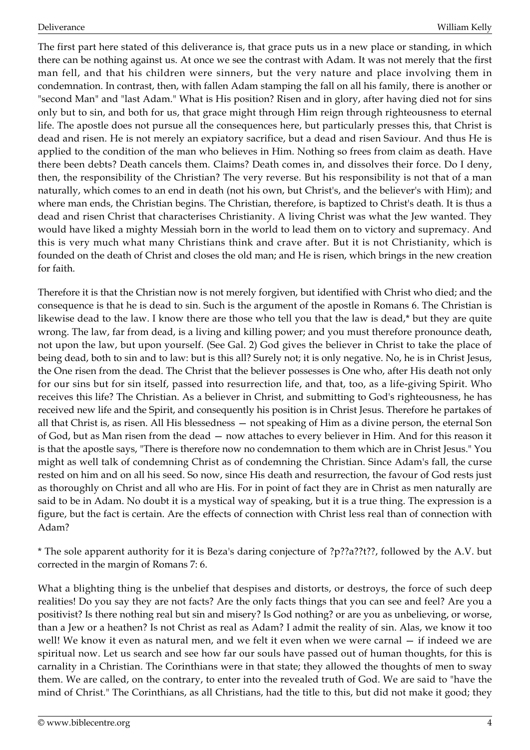The first part here stated of this deliverance is, that grace puts us in a new place or standing, in which there can be nothing against us. At once we see the contrast with Adam. It was not merely that the first man fell, and that his children were sinners, but the very nature and place involving them in condemnation. In contrast, then, with fallen Adam stamping the fall on all his family, there is another or "second Man" and "last Adam." What is His position? Risen and in glory, after having died not for sins only but to sin, and both for us, that grace might through Him reign through righteousness to eternal life. The apostle does not pursue all the consequences here, but particularly presses this, that Christ is dead and risen. He is not merely an expiatory sacrifice, but a dead and risen Saviour. And thus He is applied to the condition of the man who believes in Him. Nothing so frees from claim as death. Have there been debts? Death cancels them. Claims? Death comes in, and dissolves their force. Do I deny, then, the responsibility of the Christian? The very reverse. But his responsibility is not that of a man naturally, which comes to an end in death (not his own, but Christ's, and the believer's with Him); and where man ends, the Christian begins. The Christian, therefore, is baptized to Christ's death. It is thus a dead and risen Christ that characterises Christianity. A living Christ was what the Jew wanted. They would have liked a mighty Messiah born in the world to lead them on to victory and supremacy. And this is very much what many Christians think and crave after. But it is not Christianity, which is founded on the death of Christ and closes the old man; and He is risen, which brings in the new creation for faith.

Therefore it is that the Christian now is not merely forgiven, but identified with Christ who died; and the consequence is that he is dead to sin. Such is the argument of the apostle in Romans 6. The Christian is likewise dead to the law. I know there are those who tell you that the law is dead,* but they are quite wrong. The law, far from dead, is a living and killing power; and you must therefore pronounce death, not upon the law, but upon yourself. (See Gal. 2) God gives the believer in Christ to take the place of being dead, both to sin and to law: but is this all? Surely not; it is only negative. No, he is in Christ Jesus, the One risen from the dead. The Christ that the believer possesses is One who, after His death not only for our sins but for sin itself, passed into resurrection life, and that, too, as a life-giving Spirit. Who receives this life? The Christian. As a believer in Christ, and submitting to God's righteousness, he has received new life and the Spirit, and consequently his position is in Christ Jesus. Therefore he partakes of all that Christ is, as risen. All His blessedness — not speaking of Him as a divine person, the eternal Son of God, but as Man risen from the dead — now attaches to every believer in Him. And for this reason it is that the apostle says, "There is therefore now no condemnation to them which are in Christ Jesus." You might as well talk of condemning Christ as of condemning the Christian. Since Adam's fall, the curse rested on him and on all his seed. So now, since His death and resurrection, the favour of God rests just as thoroughly on Christ and all who are His. For in point of fact they are in Christ as men naturally are said to be in Adam. No doubt it is a mystical way of speaking, but it is a true thing. The expression is a figure, but the fact is certain. Are the effects of connection with Christ less real than of connection with Adam?

\* The sole apparent authority for it is Beza's daring conjecture of ?p??a??t??, followed by the A.V. but corrected in the margin of Romans 7: 6.

What a blighting thing is the unbelief that despises and distorts, or destroys, the force of such deep realities! Do you say they are not facts? Are the only facts things that you can see and feel? Are you a positivist? Is there nothing real but sin and misery? Is God nothing? or are you as unbelieving, or worse, than a Jew or a heathen? Is not Christ as real as Adam? I admit the reality of sin. Alas, we know it too well! We know it even as natural men, and we felt it even when we were carnal — if indeed we are spiritual now. Let us search and see how far our souls have passed out of human thoughts, for this is carnality in a Christian. The Corinthians were in that state; they allowed the thoughts of men to sway them. We are called, on the contrary, to enter into the revealed truth of God. We are said to "have the mind of Christ." The Corinthians, as all Christians, had the title to this, but did not make it good; they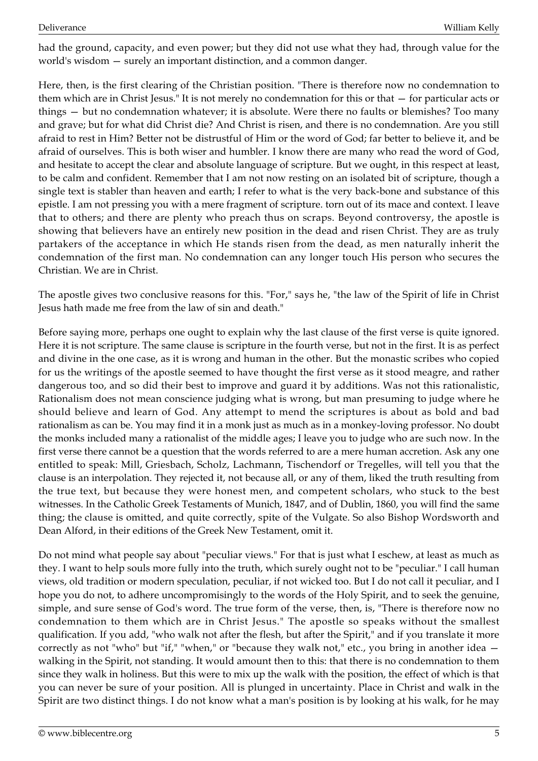had the ground, capacity, and even power; but they did not use what they had, through value for the world's wisdom — surely an important distinction, and a common danger.

Here, then, is the first clearing of the Christian position. "There is therefore now no condemnation to them which are in Christ Jesus." It is not merely no condemnation for this or that — for particular acts or things — but no condemnation whatever; it is absolute. Were there no faults or blemishes? Too many and grave; but for what did Christ die? And Christ is risen, and there is no condemnation. Are you still afraid to rest in Him? Better not be distrustful of Him or the word of God; far better to believe it, and be afraid of ourselves. This is both wiser and humbler. I know there are many who read the word of God, and hesitate to accept the clear and absolute language of scripture. But we ought, in this respect at least, to be calm and confident. Remember that I am not now resting on an isolated bit of scripture, though a single text is stabler than heaven and earth; I refer to what is the very back-bone and substance of this epistle. I am not pressing you with a mere fragment of scripture. torn out of its mace and context. I leave that to others; and there are plenty who preach thus on scraps. Beyond controversy, the apostle is showing that believers have an entirely new position in the dead and risen Christ. They are as truly partakers of the acceptance in which He stands risen from the dead, as men naturally inherit the condemnation of the first man. No condemnation can any longer touch His person who secures the Christian. We are in Christ.

The apostle gives two conclusive reasons for this. "For," says he, "the law of the Spirit of life in Christ Jesus hath made me free from the law of sin and death."

Before saying more, perhaps one ought to explain why the last clause of the first verse is quite ignored. Here it is not scripture. The same clause is scripture in the fourth verse, but not in the first. It is as perfect and divine in the one case, as it is wrong and human in the other. But the monastic scribes who copied for us the writings of the apostle seemed to have thought the first verse as it stood meagre, and rather dangerous too, and so did their best to improve and guard it by additions. Was not this rationalistic, Rationalism does not mean conscience judging what is wrong, but man presuming to judge where he should believe and learn of God. Any attempt to mend the scriptures is about as bold and bad rationalism as can be. You may find it in a monk just as much as in a monkey-loving professor. No doubt the monks included many a rationalist of the middle ages; I leave you to judge who are such now. In the first verse there cannot be a question that the words referred to are a mere human accretion. Ask any one entitled to speak: Mill, Griesbach, Scholz, Lachmann, Tischendorf or Tregelles, will tell you that the clause is an interpolation. They rejected it, not because all, or any of them, liked the truth resulting from the true text, but because they were honest men, and competent scholars, who stuck to the best witnesses. In the Catholic Greek Testaments of Munich, 1847, and of Dublin, 1860, you will find the same thing; the clause is omitted, and quite correctly, spite of the Vulgate. So also Bishop Wordsworth and Dean Alford, in their editions of the Greek New Testament, omit it.

Do not mind what people say about "peculiar views." For that is just what I eschew, at least as much as they. I want to help souls more fully into the truth, which surely ought not to be "peculiar." I call human views, old tradition or modern speculation, peculiar, if not wicked too. But I do not call it peculiar, and I hope you do not, to adhere uncompromisingly to the words of the Holy Spirit, and to seek the genuine, simple, and sure sense of God's word. The true form of the verse, then, is, "There is therefore now no condemnation to them which are in Christ Jesus." The apostle so speaks without the smallest qualification. If you add, "who walk not after the flesh, but after the Spirit," and if you translate it more correctly as not "who" but "if," "when," or "because they walk not," etc., you bring in another idea — walking in the Spirit, not standing. It would amount then to this: that there is no condemnation to them since they walk in holiness. But this were to mix up the walk with the position, the effect of which is that you can never be sure of your position. All is plunged in uncertainty. Place in Christ and walk in the Spirit are two distinct things. I do not know what a man's position is by looking at his walk, for he may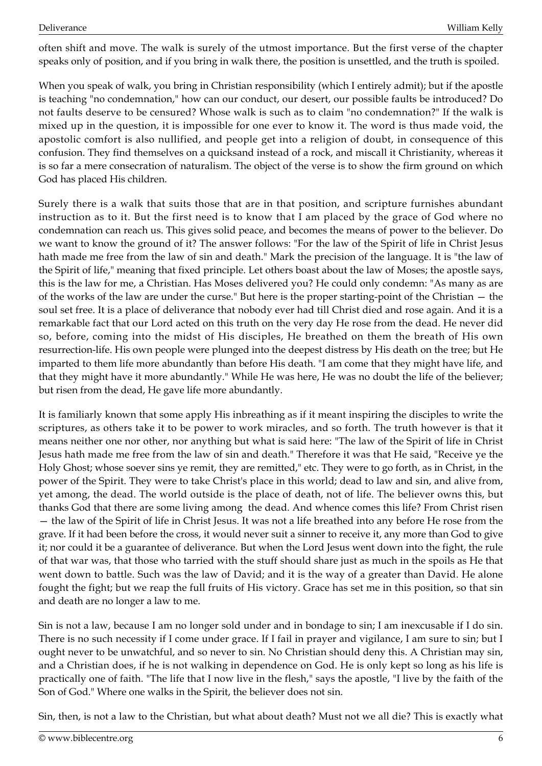often shift and move. The walk is surely of the utmost importance. But the first verse of the chapter speaks only of position, and if you bring in walk there, the position is unsettled, and the truth is spoiled.

When you speak of walk, you bring in Christian responsibility (which I entirely admit); but if the apostle is teaching "no condemnation," how can our conduct, our desert, our possible faults be introduced? Do not faults deserve to be censured? Whose walk is such as to claim "no condemnation?" If the walk is mixed up in the question, it is impossible for one ever to know it. The word is thus made void, the apostolic comfort is also nullified, and people get into a religion of doubt, in consequence of this confusion. They find themselves on a quicksand instead of a rock, and miscall it Christianity, whereas it is so far a mere consecration of naturalism. The object of the verse is to show the firm ground on which God has placed His children.

Surely there is a walk that suits those that are in that position, and scripture furnishes abundant instruction as to it. But the first need is to know that I am placed by the grace of God where no condemnation can reach us. This gives solid peace, and becomes the means of power to the believer. Do we want to know the ground of it? The answer follows: "For the law of the Spirit of life in Christ Jesus hath made me free from the law of sin and death." Mark the precision of the language. It is "the law of the Spirit of life," meaning that fixed principle. Let others boast about the law of Moses; the apostle says, this is the law for me, a Christian. Has Moses delivered you? He could only condemn: "As many as are of the works of the law are under the curse." But here is the proper starting-point of the Christian — the soul set free. It is a place of deliverance that nobody ever had till Christ died and rose again. And it is a remarkable fact that our Lord acted on this truth on the very day He rose from the dead. He never did so, before, coming into the midst of His disciples, He breathed on them the breath of His own resurrection-life. His own people were plunged into the deepest distress by His death on the tree; but He imparted to them life more abundantly than before His death. "I am come that they might have life, and that they might have it more abundantly." While He was here, He was no doubt the life of the believer; but risen from the dead, He gave life more abundantly.

It is familiarly known that some apply His inbreathing as if it meant inspiring the disciples to write the scriptures, as others take it to be power to work miracles, and so forth. The truth however is that it means neither one nor other, nor anything but what is said here: "The law of the Spirit of life in Christ Jesus hath made me free from the law of sin and death." Therefore it was that He said, "Receive ye the Holy Ghost; whose soever sins ye remit, they are remitted," etc. They were to go forth, as in Christ, in the power of the Spirit. They were to take Christ's place in this world; dead to law and sin, and alive from, yet among, the dead. The world outside is the place of death, not of life. The believer owns this, but thanks God that there are some living among the dead. And whence comes this life? From Christ risen — the law of the Spirit of life in Christ Jesus. It was not a life breathed into any before He rose from the grave. If it had been before the cross, it would never suit a sinner to receive it, any more than God to give it; nor could it be a guarantee of deliverance. But when the Lord Jesus went down into the fight, the rule of that war was, that those who tarried with the stuff should share just as much in the spoils as He that went down to battle. Such was the law of David; and it is the way of a greater than David. He alone fought the fight; but we reap the full fruits of His victory. Grace has set me in this position, so that sin and death are no longer a law to me.

Sin is not a law, because I am no longer sold under and in bondage to sin; I am inexcusable if I do sin. There is no such necessity if I come under grace. If I fail in prayer and vigilance, I am sure to sin; but I ought never to be unwatchful, and so never to sin. No Christian should deny this. A Christian may sin, and a Christian does, if he is not walking in dependence on God. He is only kept so long as his life is practically one of faith. "The life that I now live in the flesh," says the apostle, "I live by the faith of the Son of God." Where one walks in the Spirit, the believer does not sin.

Sin, then, is not a law to the Christian, but what about death? Must not we all die? This is exactly what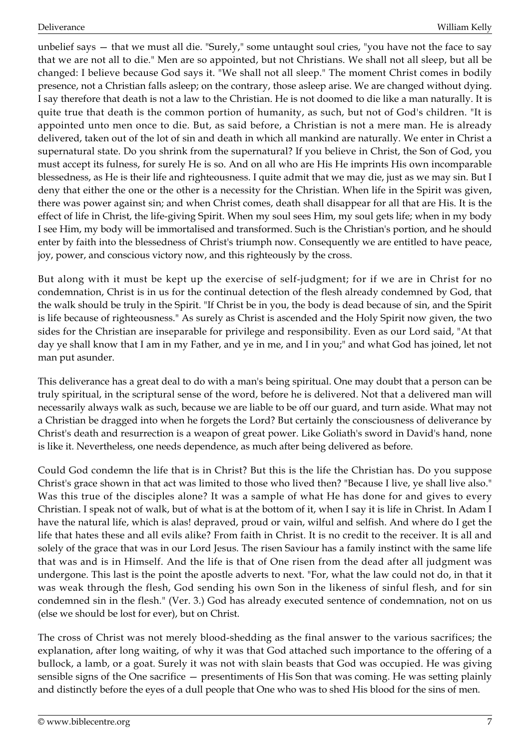unbelief says — that we must all die. "Surely," some untaught soul cries, "you have not the face to say that we are not all to die." Men are so appointed, but not Christians. We shall not all sleep, but all be changed: I believe because God says it. "We shall not all sleep." The moment Christ comes in bodily presence, not a Christian falls asleep; on the contrary, those asleep arise. We are changed without dying. I say therefore that death is not a law to the Christian. He is not doomed to die like a man naturally. It is quite true that death is the common portion of humanity, as such, but not of God's children. "It is appointed unto men once to die. But, as said before, a Christian is not a mere man. He is already delivered, taken out of the lot of sin and death in which all mankind are naturally. We enter in Christ a supernatural state. Do you shrink from the supernatural? If you believe in Christ, the Son of God, you must accept its fulness, for surely He is so. And on all who are His He imprints His own incomparable blessedness, as He is their life and righteousness. I quite admit that we may die, just as we may sin. But I deny that either the one or the other is a necessity for the Christian. When life in the Spirit was given, there was power against sin; and when Christ comes, death shall disappear for all that are His. It is the effect of life in Christ, the life-giving Spirit. When my soul sees Him, my soul gets life; when in my body I see Him, my body will be immortalised and transformed. Such is the Christian's portion, and he should enter by faith into the blessedness of Christ's triumph now. Consequently we are entitled to have peace, joy, power, and conscious victory now, and this righteously by the cross.

But along with it must be kept up the exercise of self-judgment; for if we are in Christ for no condemnation, Christ is in us for the continual detection of the flesh already condemned by God, that the walk should be truly in the Spirit. "If Christ be in you, the body is dead because of sin, and the Spirit is life because of righteousness." As surely as Christ is ascended and the Holy Spirit now given, the two sides for the Christian are inseparable for privilege and responsibility. Even as our Lord said, "At that day ye shall know that I am in my Father, and ye in me, and I in you;" and what God has joined, let not man put asunder.

This deliverance has a great deal to do with a man's being spiritual. One may doubt that a person can be truly spiritual, in the scriptural sense of the word, before he is delivered. Not that a delivered man will necessarily always walk as such, because we are liable to be off our guard, and turn aside. What may not a Christian be dragged into when he forgets the Lord? But certainly the consciousness of deliverance by Christ's death and resurrection is a weapon of great power. Like Goliath's sword in David's hand, none is like it. Nevertheless, one needs dependence, as much after being delivered as before.

Could God condemn the life that is in Christ? But this is the life the Christian has. Do you suppose Christ's grace shown in that act was limited to those who lived then? "Because I live, ye shall live also." Was this true of the disciples alone? It was a sample of what He has done for and gives to every Christian. I speak not of walk, but of what is at the bottom of it, when I say it is life in Christ. In Adam I have the natural life, which is alas! depraved, proud or vain, wilful and selfish. And where do I get the life that hates these and all evils alike? From faith in Christ. It is no credit to the receiver. It is all and solely of the grace that was in our Lord Jesus. The risen Saviour has a family instinct with the same life that was and is in Himself. And the life is that of One risen from the dead after all judgment was undergone. This last is the point the apostle adverts to next. "For, what the law could not do, in that it was weak through the flesh, God sending his own Son in the likeness of sinful flesh, and for sin condemned sin in the flesh." (Ver. 3.) God has already executed sentence of condemnation, not on us (else we should be lost for ever), but on Christ.

The cross of Christ was not merely blood-shedding as the final answer to the various sacrifices; the explanation, after long waiting, of why it was that God attached such importance to the offering of a bullock, a lamb, or a goat. Surely it was not with slain beasts that God was occupied. He was giving sensible signs of the One sacrifice — presentiments of His Son that was coming. He was setting plainly and distinctly before the eyes of a dull people that One who was to shed His blood for the sins of men.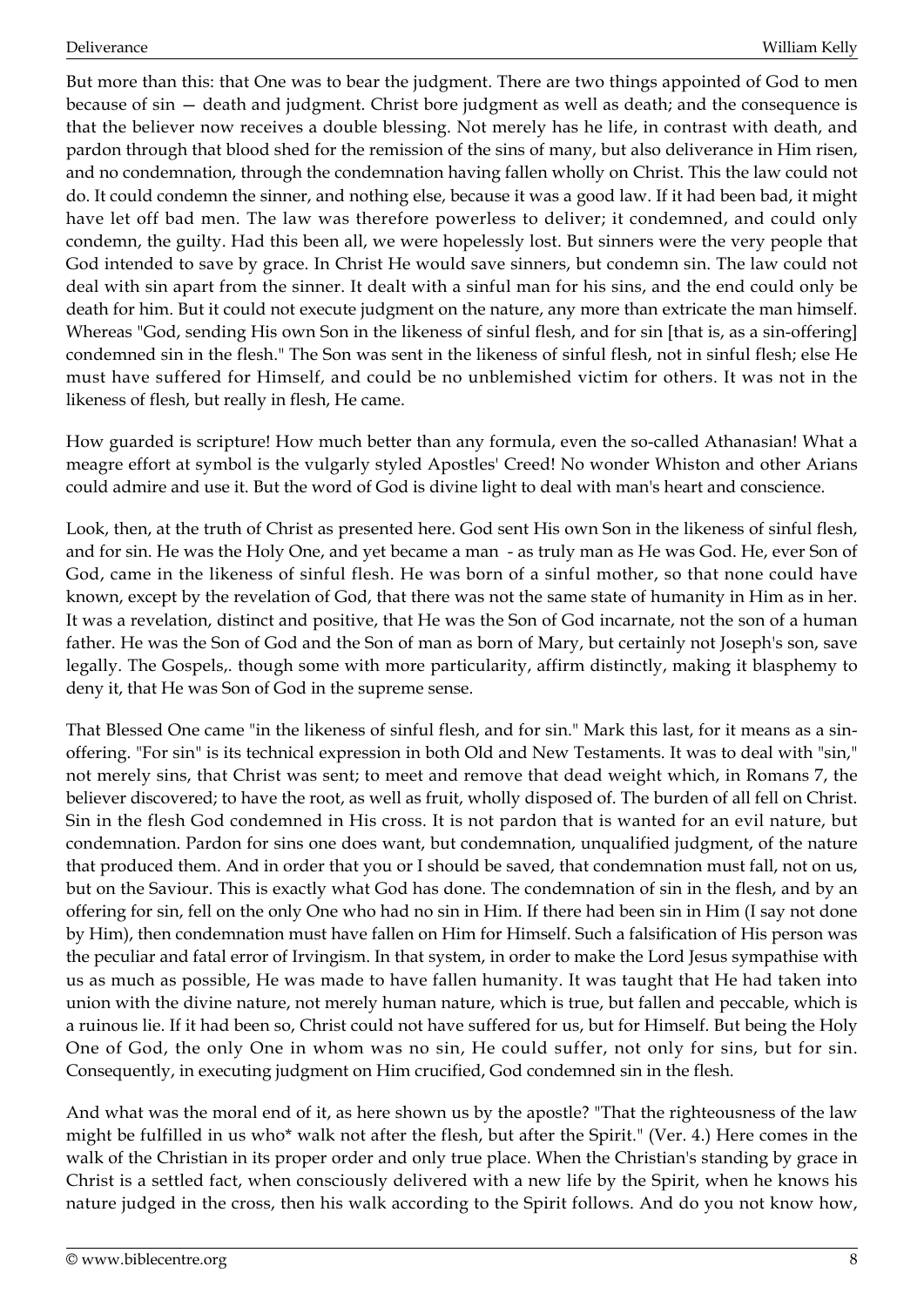But more than this: that One was to bear the judgment. There are two things appointed of God to men because of sin — death and judgment. Christ bore judgment as well as death; and the consequence is that the believer now receives a double blessing. Not merely has he life, in contrast with death, and pardon through that blood shed for the remission of the sins of many, but also deliverance in Him risen, and no condemnation, through the condemnation having fallen wholly on Christ. This the law could not do. It could condemn the sinner, and nothing else, because it was a good law. If it had been bad, it might have let off bad men. The law was therefore powerless to deliver; it condemned, and could only condemn, the guilty. Had this been all, we were hopelessly lost. But sinners were the very people that God intended to save by grace. In Christ He would save sinners, but condemn sin. The law could not deal with sin apart from the sinner. It dealt with a sinful man for his sins, and the end could only be death for him. But it could not execute judgment on the nature, any more than extricate the man himself. Whereas "God, sending His own Son in the likeness of sinful flesh, and for sin [that is, as a sin-offering] condemned sin in the flesh." The Son was sent in the likeness of sinful flesh, not in sinful flesh; else He must have suffered for Himself, and could be no unblemished victim for others. It was not in the likeness of flesh, but really in flesh, He came.

How guarded is scripture! How much better than any formula, even the so-called Athanasian! What a meagre effort at symbol is the vulgarly styled Apostles' Creed! No wonder Whiston and other Arians could admire and use it. But the word of God is divine light to deal with man's heart and conscience.

Look, then, at the truth of Christ as presented here. God sent His own Son in the likeness of sinful flesh, and for sin. He was the Holy One, and yet became a man - as truly man as He was God. He, ever Son of God, came in the likeness of sinful flesh. He was born of a sinful mother, so that none could have known, except by the revelation of God, that there was not the same state of humanity in Him as in her. It was a revelation, distinct and positive, that He was the Son of God incarnate, not the son of a human father. He was the Son of God and the Son of man as born of Mary, but certainly not Joseph's son, save legally. The Gospels,. though some with more particularity, affirm distinctly, making it blasphemy to deny it, that He was Son of God in the supreme sense.

That Blessed One came "in the likeness of sinful flesh, and for sin." Mark this last, for it means as a sin-offering. "For sin" is its technical expression in both Old and New Testaments. It was to deal with "sin," not merely sins, that Christ was sent; to meet and remove that dead weight which, in Romans 7, the believer discovered; to have the root, as well as fruit, wholly disposed of. The burden of all fell on Christ. Sin in the flesh God condemned in His cross. It is not pardon that is wanted for an evil nature, but condemnation. Pardon for sins one does want, but condemnation, unqualified judgment, of the nature that produced them. And in order that you or I should be saved, that condemnation must fall, not on us, but on the Saviour. This is exactly what God has done. The condemnation of sin in the flesh, and by an offering for sin, fell on the only One who had no sin in Him. If there had been sin in Him (I say not done by Him), then condemnation must have fallen on Him for Himself. Such a falsification of His person was the peculiar and fatal error of Irvingism. In that system, in order to make the Lord Jesus sympathise with us as much as possible, He was made to have fallen humanity. It was taught that He had taken into union with the divine nature, not merely human nature, which is true, but fallen and peccable, which is a ruinous lie. If it had been so, Christ could not have suffered for us, but for Himself. But being the Holy One of God, the only One in whom was no sin, He could suffer, not only for sins, but for sin. Consequently, in executing judgment on Him crucified, God condemned sin in the flesh.

And what was the moral end of it, as here shown us by the apostle? "That the righteousness of the law might be fulfilled in us who* walk not after the flesh, but after the Spirit." (Ver. 4.) Here comes in the walk of the Christian in its proper order and only true place. When the Christian's standing by grace in Christ is a settled fact, when consciously delivered with a new life by the Spirit, when he knows his nature judged in the cross, then his walk according to the Spirit follows. And do you not know how,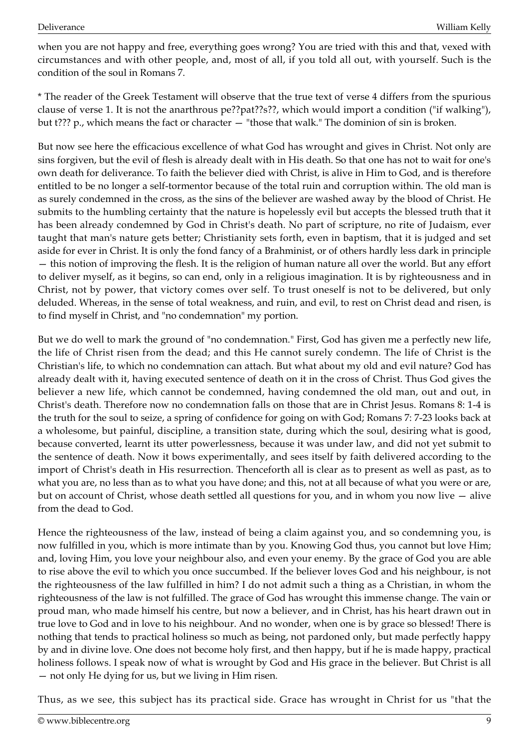when you are not happy and free, everything goes wrong? You are tried with this and that, vexed with circumstances and with other people, and, most of all, if you told all out, with yourself. Such is the condition of the soul in Romans 7.

* The reader of the Greek Testament will observe that the true text of verse 4 differs from the spurious clause of verse 1. It is not the anarthrous pe??pat??s??, which would import a condition ("if walking"), but t??? p., which means the fact or character — "those that walk." The dominion of sin is broken.

But now see here the efficacious excellence of what God has wrought and gives in Christ. Not only are sins forgiven, but the evil of flesh is already dealt with in His death. So that one has not to wait for one's own death for deliverance. To faith the believer died with Christ, is alive in Him to God, and is therefore entitled to be no longer a self-tormentor because of the total ruin and corruption within. The old man is as surely condemned in the cross, as the sins of the believer are washed away by the blood of Christ. He submits to the humbling certainty that the nature is hopelessly evil but accepts the blessed truth that it has been already condemned by God in Christ's death. No part of scripture, no rite of Judaism, ever taught that man's nature gets better; Christianity sets forth, even in baptism, that it is judged and set aside for ever in Christ. It is only the fond fancy of a Brahminist, or of others hardly less dark in principle — this notion of improving the flesh. It is the religion of human nature all over the world. But any effort to deliver myself, as it begins, so can end, only in a religious imagination. It is by righteousness and in Christ, not by power, that victory comes over self. To trust oneself is not to be delivered, but only deluded. Whereas, in the sense of total weakness, and ruin, and evil, to rest on Christ dead and risen, is to find myself in Christ, and "no condemnation" my portion.

But we do well to mark the ground of "no condemnation." First, God has given me a perfectly new life, the life of Christ risen from the dead; and this He cannot surely condemn. The life of Christ is the Christian's life, to which no condemnation can attach. But what about my old and evil nature? God has already dealt with it, having executed sentence of death on it in the cross of Christ. Thus God gives the believer a new life, which cannot be condemned, having condemned the old man, out and out, in Christ's death. Therefore now no condemnation falls on those that are in Christ Jesus. Romans 8: 1-4 is the truth for the soul to seize, a spring of confidence for going on with God; Romans 7: 7-23 looks back at a wholesome, but painful, discipline, a transition state, during which the soul, desiring what is good, because converted, learnt its utter powerlessness, because it was under law, and did not yet submit to the sentence of death. Now it bows experimentally, and sees itself by faith delivered according to the import of Christ's death in His resurrection. Thenceforth all is clear as to present as well as past, as to what you are, no less than as to what you have done; and this, not at all because of what you were or are, but on account of Christ, whose death settled all questions for you, and in whom you now live — alive from the dead to God.

Hence the righteousness of the law, instead of being a claim against you, and so condemning you, is now fulfilled in you, which is more intimate than by you. Knowing God thus, you cannot but love Him; and, loving Him, you love your neighbour also, and even your enemy. By the grace of God you are able to rise above the evil to which you once succumbed. If the believer loves God and his neighbour, is not the righteousness of the law fulfilled in him? I do not admit such a thing as a Christian, in whom the righteousness of the law is not fulfilled. The grace of God has wrought this immense change. The vain or proud man, who made himself his centre, but now a believer, and in Christ, has his heart drawn out in true love to God and in love to his neighbour. And no wonder, when one is by grace so blessed! There is nothing that tends to practical holiness so much as being, not pardoned only, but made perfectly happy by and in divine love. One does not become holy first, and then happy, but if he is made happy, practical holiness follows. I speak now of what is wrought by God and His grace in the believer. But Christ is all — not only He dying for us, but we living in Him risen.

Thus, as we see, this subject has its practical side. Grace has wrought in Christ for us "that the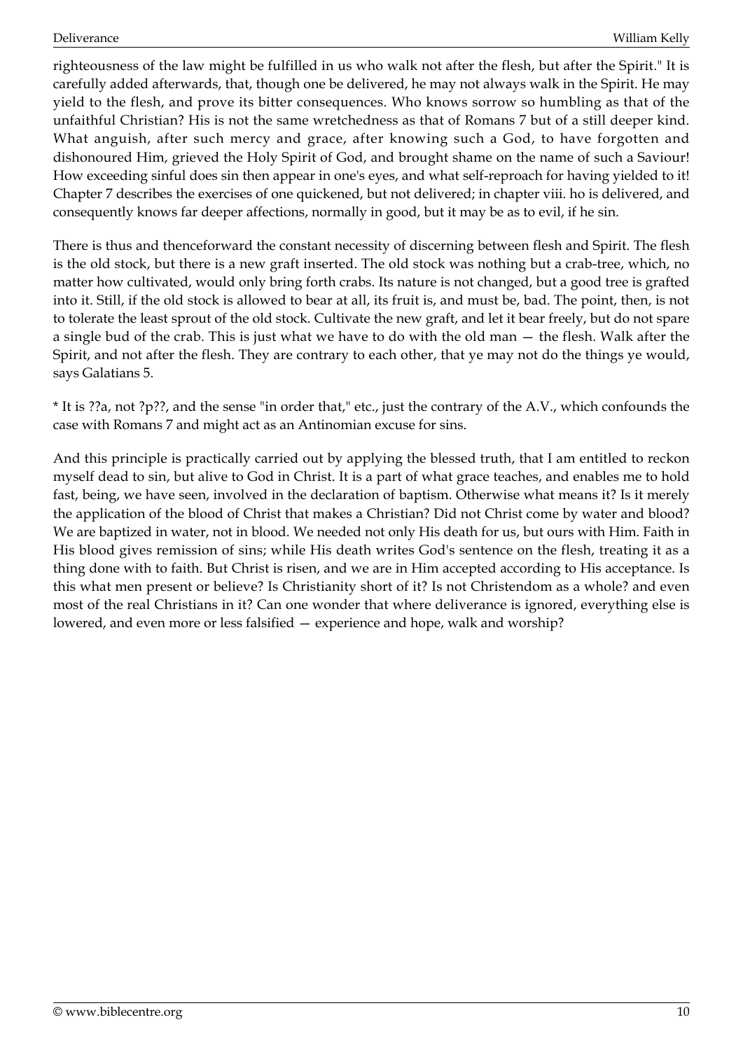righteousness of the law might be fulfilled in us who walk not after the flesh, but after the Spirit." It is carefully added afterwards, that, though one be delivered, he may not always walk in the Spirit. He may yield to the flesh, and prove its bitter consequences. Who knows sorrow so humbling as that of the unfaithful Christian? His is not the same wretchedness as that of Romans 7 but of a still deeper kind. What anguish, after such mercy and grace, after knowing such a God, to have forgotten and dishonoured Him, grieved the Holy Spirit of God, and brought shame on the name of such a Saviour! How exceeding sinful does sin then appear in one's eyes, and what self-reproach for having yielded to it! Chapter 7 describes the exercises of one quickened, but not delivered; in chapter viii. ho is delivered, and consequently knows far deeper affections, normally in good, but it may be as to evil, if he sin.

There is thus and thenceforward the constant necessity of discerning between flesh and Spirit. The flesh is the old stock, but there is a new graft inserted. The old stock was nothing but a crab-tree, which, no matter how cultivated, would only bring forth crabs. Its nature is not changed, but a good tree is grafted into it. Still, if the old stock is allowed to bear at all, its fruit is, and must be, bad. The point, then, is not to tolerate the least sprout of the old stock. Cultivate the new graft, and let it bear freely, but do not spare a single bud of the crab. This is just what we have to do with the old man — the flesh. Walk after the Spirit, and not after the flesh. They are contrary to each other, that ye may not do the things ye would, says Galatians 5.

* It is ??a, not ?p??, and the sense "in order that," etc., just the contrary of the A.V., which confounds the case with Romans 7 and might act as an Antinomian excuse for sins.

And this principle is practically carried out by applying the blessed truth, that I am entitled to reckon myself dead to sin, but alive to God in Christ. It is a part of what grace teaches, and enables me to hold fast, being, we have seen, involved in the declaration of baptism. Otherwise what means it? Is it merely the application of the blood of Christ that makes a Christian? Did not Christ come by water and blood? We are baptized in water, not in blood. We needed not only His death for us, but ours with Him. Faith in His blood gives remission of sins; while His death writes God's sentence on the flesh, treating it as a thing done with to faith. But Christ is risen, and we are in Him accepted according to His acceptance. Is this what men present or believe? Is Christianity short of it? Is not Christendom as a whole? and even most of the real Christians in it? Can one wonder that where deliverance is ignored, everything else is lowered, and even more or less falsified — experience and hope, walk and worship?